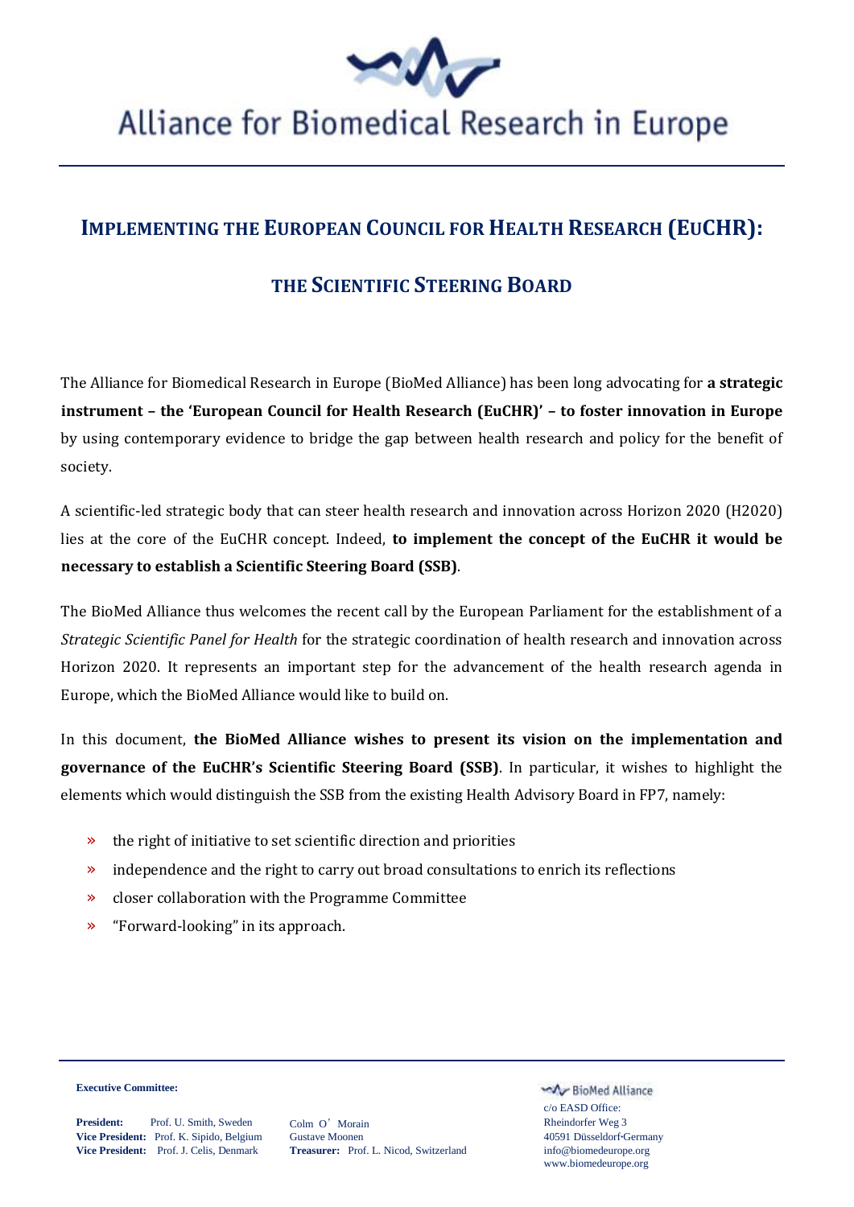# Alliance for Biomedical Research in Europe

## IMPLEMENTING THE EUROPEAN COUNCIL FOR HEALTH RESEARCH (EUCHR):

## THE SCIENTIFIC STEERING BOARD

The Alliance for Biomedical Research in Europe (BioMed Alliance) has been long advocating for **a strategic instrument – the 'European Council for Health Research (EuCHR)' – to foster innovation in Europe** by using contemporary evidence to bridge the gap between health research and policy for the benefit of society.

A scientific-led strategic body that can steer health research and innovation across Horizon 2020 (H2020) lies at the core of the EuCHR concept. Indeed, **to implement the concept of the EuCHR it would be necessary to establish a Scientific Steering Board (SSB)**.

The BioMed Alliance thus welcomes the recent call by the European Parliament for the establishment of a *Strategic Scientific Panel for Health* for the strategic coordination of health research and innovation across Horizon 2020. It represents an important step for the advancement of the health research agenda in Europe, which the BioMed Alliance would like to build on.

In this document, **the BioMed Alliance wishes to present its vision on the implementation and governance of the EuCHR's Scientific Steering Board (SSB)**. In particular, it wishes to highlight the elements which would distinguish the SSB from the existing Health Advisory Board in FP7, namely:

- the right of initiative to set scientific direction and priorities
- independence and the right to carry out broad consultations to enrich its reflections
- closer collaboration with the Programme Committee
- "Forward-looking" in its approach.

**Executive Committee:**

**President:** Prof. U. Smith, Sweden
**Vice President:** Prof. K. Sipido, Belgium
**Vice President:** Prof. J. Celis, Denmark

Colm O'Morain
Gustave Moonen
**Treasurer:** Prof. L. Nicod, Switzerland

BioMed Alliance
c/o EASD Office:
Rheindorfer Weg 3
40591 Düsseldorf·Germany
info@biomedeurope.org
www.biomedeurope.org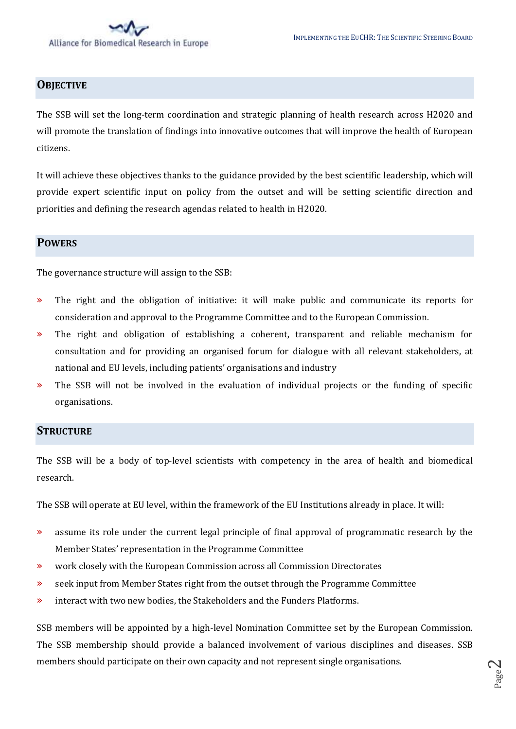## Objective

The SSB will set the long-term coordination and strategic planning of health research across H2020 and will promote the translation of findings into innovative outcomes that will improve the health of European citizens.

It will achieve these objectives thanks to the guidance provided by the best scientific leadership, which will provide expert scientific input on policy from the outset and will be setting scientific direction and priorities and defining the research agendas related to health in H2020.

## Powers

The governance structure will assign to the SSB:

- The right and the obligation of initiative: it will make public and communicate its reports for consideration and approval to the Programme Committee and to the European Commission.
- The right and obligation of establishing a coherent, transparent and reliable mechanism for consultation and for providing an organised forum for dialogue with all relevant stakeholders, at national and EU levels, including patients' organisations and industry
- The SSB will not be involved in the evaluation of individual projects or the funding of specific organisations.

## Structure

The SSB will be a body of top-level scientists with competency in the area of health and biomedical research.

The SSB will operate at EU level, within the framework of the EU Institutions already in place. It will:

- assume its role under the current legal principle of final approval of programmatic research by the Member States' representation in the Programme Committee
- work closely with the European Commission across all Commission Directorates
- seek input from Member States right from the outset through the Programme Committee
- interact with two new bodies, the Stakeholders and the Funders Platforms.

SSB members will be appointed by a high-level Nomination Committee set by the European Commission. The SSB membership should provide a balanced involvement of various disciplines and diseases. SSB members should participate on their own capacity and not represent single organisations.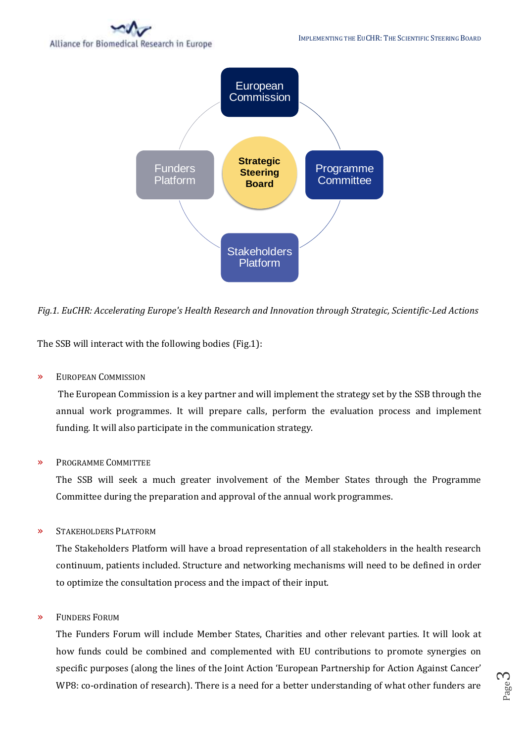*Fig.1. EuCHR: Accelerating Europe's Health Research and Innovation through Strategic, Scientific-Led Actions*

The SSB will interact with the following bodies (Fig.1):

- **European Commission**

  The European Commission is a key partner and will implement the strategy set by the SSB through the annual work programmes. It will prepare calls, perform the evaluation process and implement funding. It will also participate in the communication strategy.

- **Programme Committee**

  The SSB will seek a much greater involvement of the Member States through the Programme Committee during the preparation and approval of the annual work programmes.

- **Stakeholders Platform**

  The Stakeholders Platform will have a broad representation of all stakeholders in the health research continuum, patients included. Structure and networking mechanisms will need to be defined in order to optimize the consultation process and the impact of their input.

- **Funders Forum**

  The Funders Forum will include Member States, Charities and other relevant parties. It will look at how funds could be combined and complemented with EU contributions to promote synergies on specific purposes (along the lines of the Joint Action 'European Partnership for Action Against Cancer' WP8: co-ordination of research). There is a need for a better understanding of what other funders are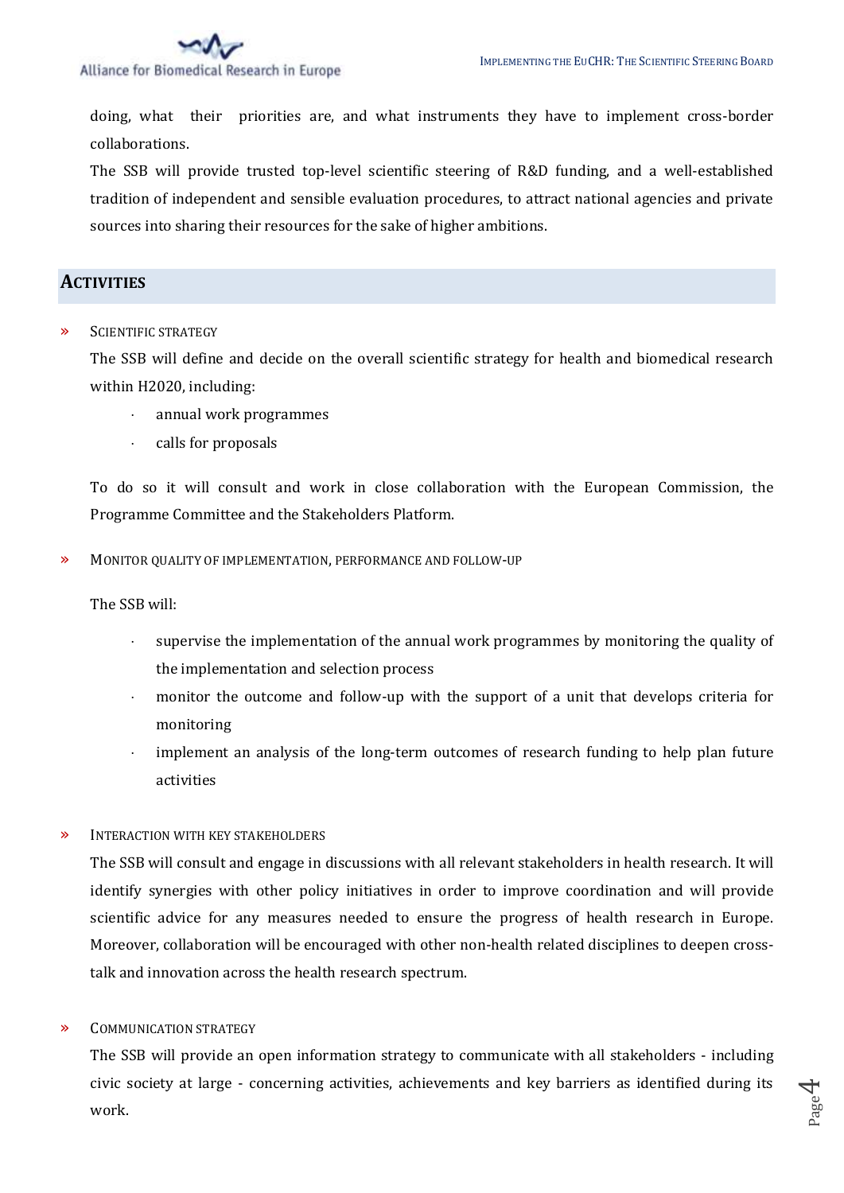doing, what their priorities are, and what instruments they have to implement cross-border collaborations.

The SSB will provide trusted top-level scientific steering of R&D funding, and a well-established tradition of independent and sensible evaluation procedures, to attract national agencies and private sources into sharing their resources for the sake of higher ambitions.

## ACTIVITIES

» SCIENTIFIC STRATEGY

The SSB will define and decide on the overall scientific strategy for health and biomedical research within H2020, including:

- annual work programmes
- calls for proposals

To do so it will consult and work in close collaboration with the European Commission, the Programme Committee and the Stakeholders Platform.

» MONITOR QUALITY OF IMPLEMENTATION, PERFORMANCE AND FOLLOW-UP

The SSB will:

- supervise the implementation of the annual work programmes by monitoring the quality of the implementation and selection process
- monitor the outcome and follow-up with the support of a unit that develops criteria for monitoring
- implement an analysis of the long-term outcomes of research funding to help plan future activities

» INTERACTION WITH KEY STAKEHOLDERS

The SSB will consult and engage in discussions with all relevant stakeholders in health research. It will identify synergies with other policy initiatives in order to improve coordination and will provide scientific advice for any measures needed to ensure the progress of health research in Europe. Moreover, collaboration will be encouraged with other non-health related disciplines to deepen cross-talk and innovation across the health research spectrum.

» COMMUNICATION STRATEGY

The SSB will provide an open information strategy to communicate with all stakeholders - including civic society at large - concerning activities, achievements and key barriers as identified during its work.